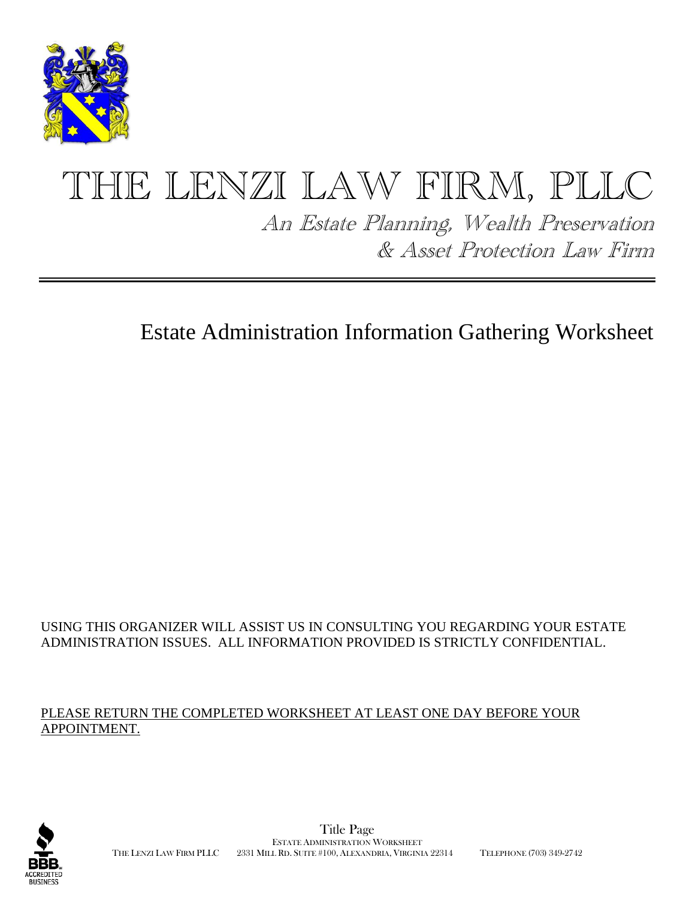# THE LENZI LAW FIRM, PLLC

*An Estate Planning, Wealth Preservation & Asset Protection Law Firm*

## Estate Administration Information Gathering Worksheet

USING THIS ORGANIZER WILL ASSIST US IN CONSULTING YOU REGARDING YOUR ESTATE ADMINISTRATION ISSUES. ALL INFORMATION PROVIDED IS STRICTLY CONFIDENTIAL.

PLEASE RETURN THE COMPLETED WORKSHEET AT LEAST ONE DAY BEFORE YOUR APPOINTMENT.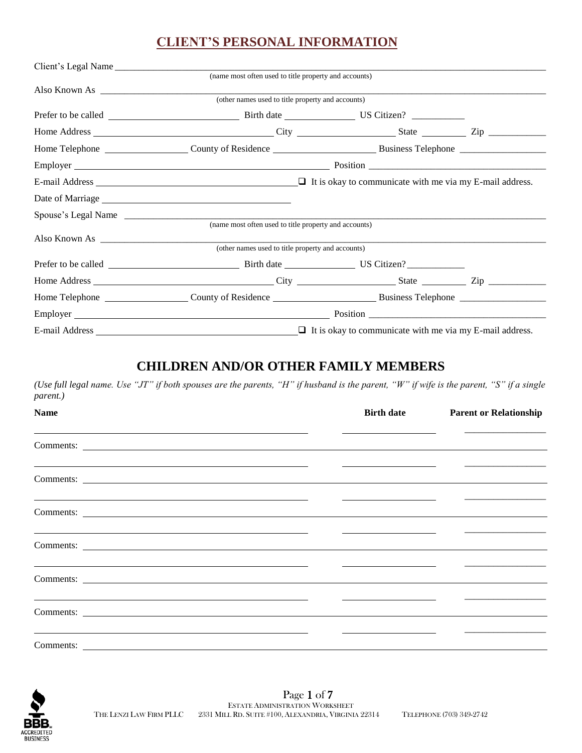## CLIENT'S PERSONAL INFORMATION

Client's Legal Name ______________________________________________
(name most often used to title property and accounts)

Also Known As ______________________________________________
(other names used to title property and accounts)

Prefer to be called ____________________ Birth date ____________ US Citizen? __________

Home Address ______________________ City ______________ State ________ Zip __________

Home Telephone ______________ County of Residence ________________ Business Telephone ______________

Employer ______________________________ Position ______________________

E-mail Address ______________________ ❑ It is okay to communicate with me via my E-mail address.

Date of Marriage ______________________

Spouse's Legal Name ______________________________________________
(name most often used to title property and accounts)

Also Known As ______________________________________________
(other names used to title property and accounts)

Prefer to be called ____________________ Birth date ____________ US Citizen? __________

Home Address ______________________ City ______________ State ________ Zip __________

Home Telephone ______________ County of Residence ________________ Business Telephone ______________

Employer ______________________________ Position ______________________

E-mail Address ______________________ ❑ It is okay to communicate with me via my E-mail address.

## CHILDREN AND/OR OTHER FAMILY MEMBERS

*(Use full legal name. Use "JT" if both spouses are the parents, "H" if husband is the parent, "W" if wife is the parent, "S" if a single parent.)*

| Name | Birth date | Parent or Relationship |
|---|---|---|
| | | |
| Comments: | | |
| | | |
| Comments: | | |
| | | |
| Comments: | | |
| | | |
| Comments: | | |
| | | |
| Comments: | | |
| | | |
| Comments: | | |
| | | |
| Comments: | | |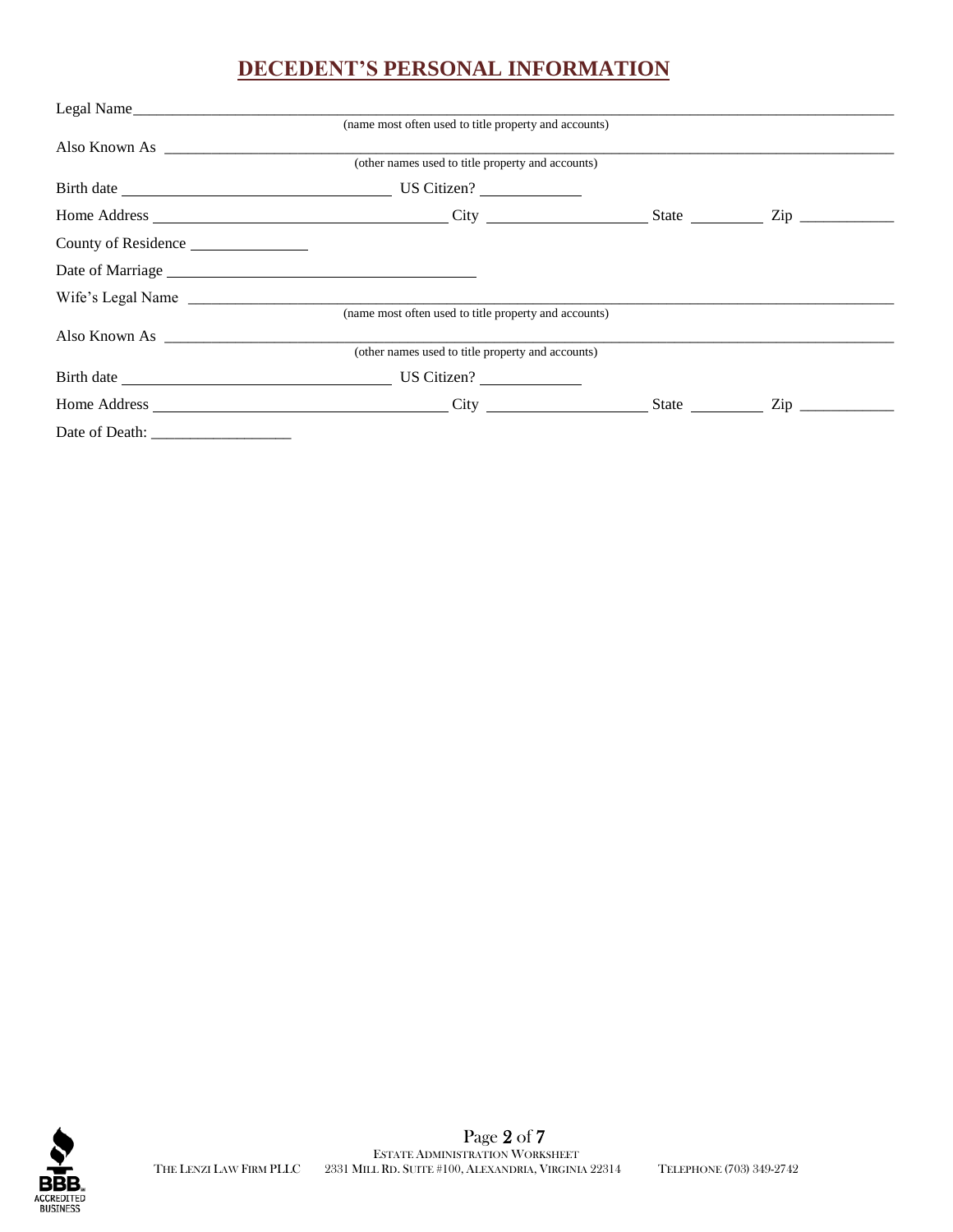# DECENTENT'S PERSONAL INFORMATION

Legal Name\_\_\_\_\_\_\_\_\_\_\_\_\_\_\_\_\_\_\_\_\_\_\_\_\_\_\_\_\_\_\_\_\_\_\_\_\_\_\_\_\_\_\_\_\_\_\_\_\_\_\_\_\_\_\_\_\_\_\_\_

(name most often used to title property and accounts)

Also Known As \_\_\_\_\_\_\_\_\_\_\_\_\_\_\_\_\_\_\_\_\_\_\_\_\_\_\_\_\_\_\_\_\_\_\_\_\_\_\_\_\_\_\_\_\_\_\_\_\_\_\_\_\_\_\_\_

(other names used to title property and accounts)

Birth date \_\_\_\_\_\_\_\_\_\_\_\_\_\_\_\_\_\_\_\_\_\_\_\_ US Citizen? \_\_\_\_\_\_\_\_\_\_

Home Address \_\_\_\_\_\_\_\_\_\_\_\_\_\_\_\_\_\_\_\_\_\_\_\_\_\_\_\_ City \_\_\_\_\_\_\_\_\_\_\_\_\_\_\_\_ State \_\_\_\_\_\_\_ Zip \_\_\_\_\_\_\_\_\_\_

County of Residence \_\_\_\_\_\_\_\_\_\_\_\_

Date of Marriage \_\_\_\_\_\_\_\_\_\_\_\_\_\_\_\_\_\_\_\_\_\_\_\_\_\_\_\_\_\_

Wife's Legal Name \_\_\_\_\_\_\_\_\_\_\_\_\_\_\_\_\_\_\_\_\_\_\_\_\_\_\_\_\_\_\_\_\_\_\_\_\_\_\_\_\_\_\_\_\_\_\_\_\_\_\_\_\_\_\_\_

(name most often used to title property and accounts)

Also Known As \_\_\_\_\_\_\_\_\_\_\_\_\_\_\_\_\_\_\_\_\_\_\_\_\_\_\_\_\_\_\_\_\_\_\_\_\_\_\_\_\_\_\_\_\_\_\_\_\_\_\_\_\_\_\_\_

(other names used to title property and accounts)

Birth date \_\_\_\_\_\_\_\_\_\_\_\_\_\_\_\_\_\_\_\_\_\_\_\_ US Citizen? \_\_\_\_\_\_\_\_\_\_

Home Address \_\_\_\_\_\_\_\_\_\_\_\_\_\_\_\_\_\_\_\_\_\_\_\_\_\_\_\_ City \_\_\_\_\_\_\_\_\_\_\_\_\_\_\_\_ State \_\_\_\_\_\_\_ Zip \_\_\_\_\_\_\_\_\_\_

Date of Death: \_\_\_\_\_\_\_\_\_\_\_\_\_\_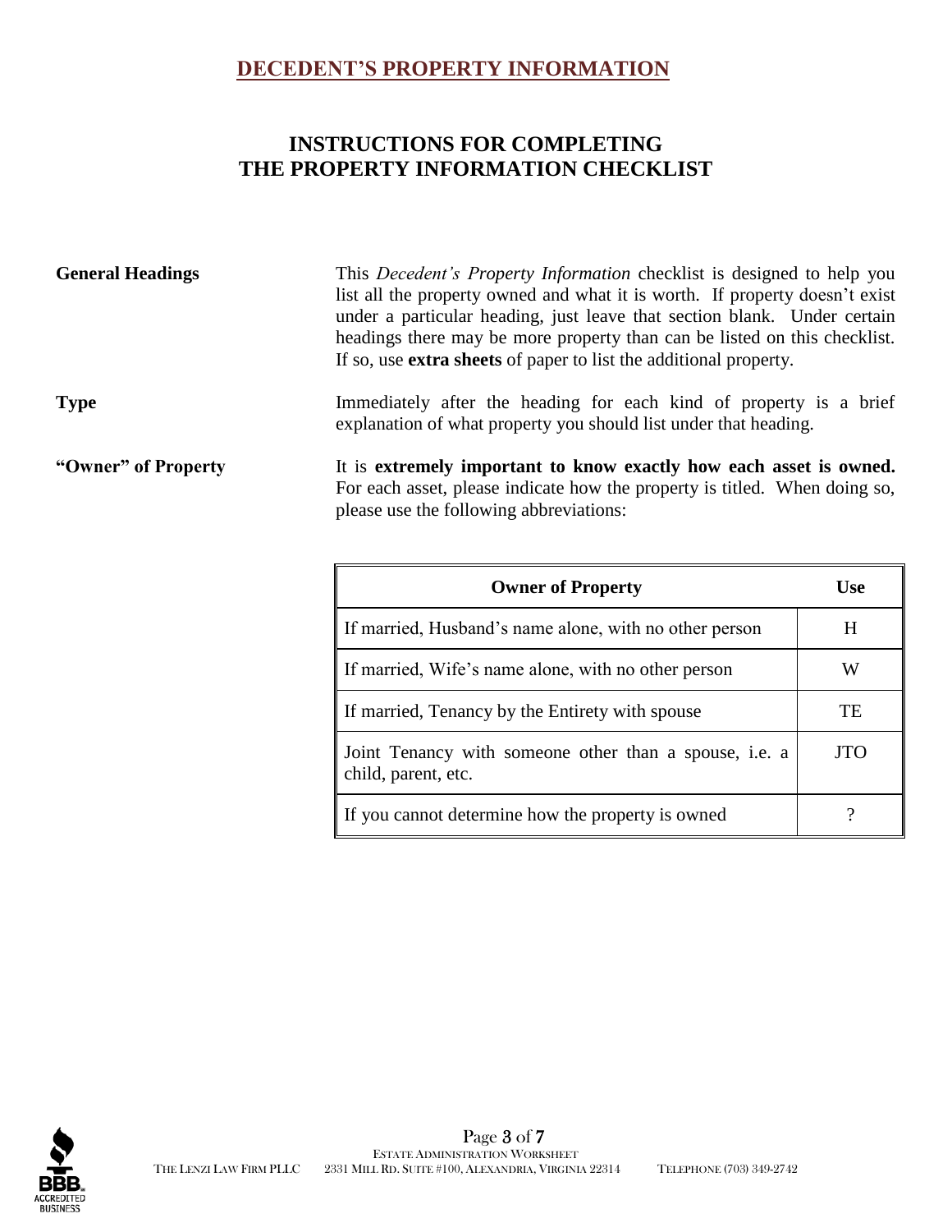# DECEDENT'S PROPERTY INFORMATION

## INSTRUCTIONS FOR COMPLETING THE PROPERTY INFORMATION CHECKLIST

**General Headings**

This *Decedent's Property Information* checklist is designed to help you list all the property owned and what it is worth. If property doesn't exist under a particular heading, just leave that section blank. Under certain headings there may be more property than can be listed on this checklist. If so, use **extra sheets** of paper to list the additional property.

**Type**

Immediately after the heading for each kind of property is a brief explanation of what property you should list under that heading.

**"Owner" of Property**

It is **extremely important to know exactly how each asset is owned.** For each asset, please indicate how the property is titled. When doing so, please use the following abbreviations:

| Owner of Property | Use |
|---|---|
| If married, Husband's name alone, with no other person | H |
| If married, Wife's name alone, with no other person | W |
| If married, Tenancy by the Entirety with spouse | TE |
| Joint Tenancy with someone other than a spouse, i.e. a child, parent, etc. | JTO |
| If you cannot determine how the property is owned | ? |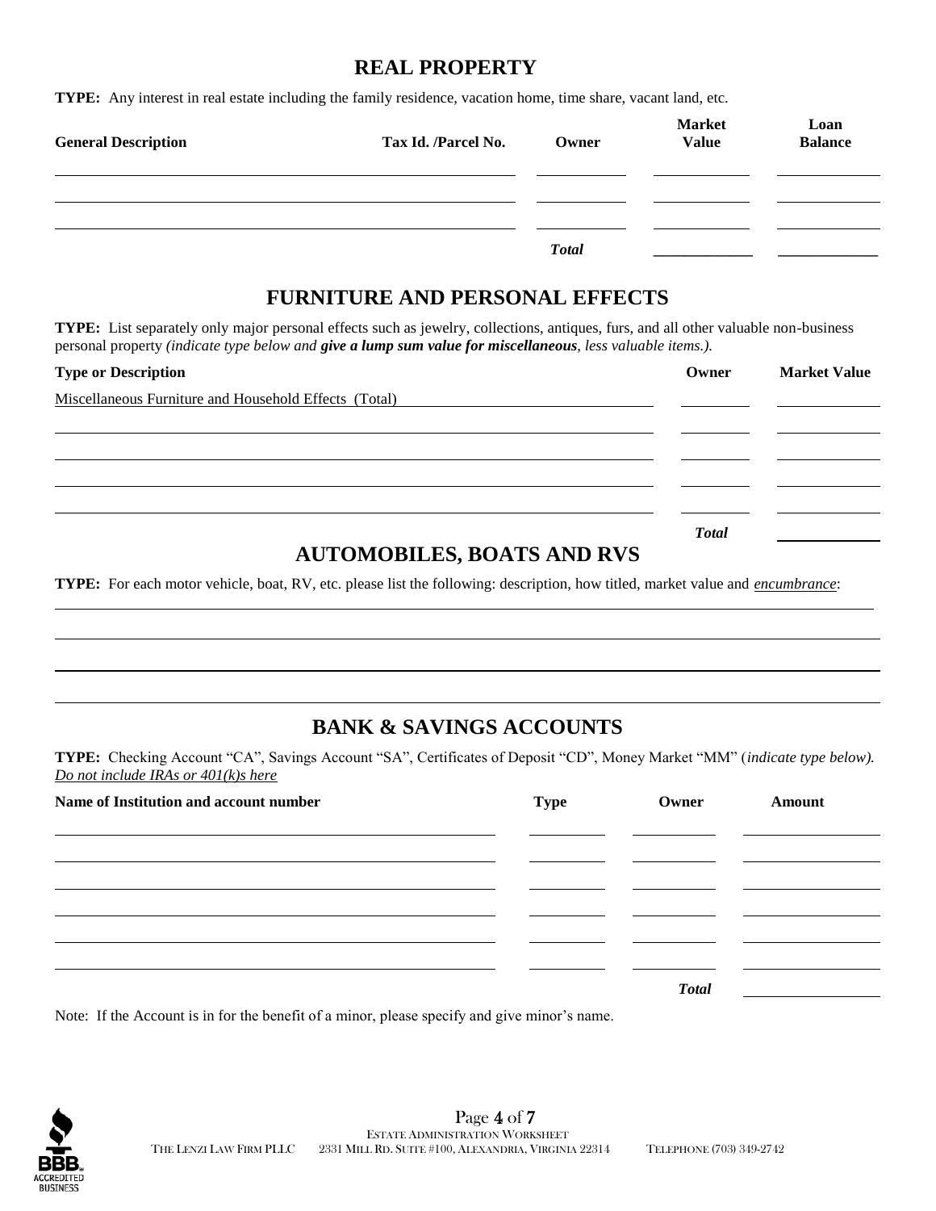## REAL PROPERTY

**TYPE:** Any interest in real estate including the family residence, vacation home, time share, vacant land, etc.

| General Description | Tax Id. /Parcel No. | Owner | Market Value | Loan Balance |
|---|---|---|---|---|
| | | | | |
| | | | | |
| | | | | |
| | | *Total* | | |

## FURNITURE AND PERSONAL EFFECTS

**TYPE:** List separately only major personal effects such as jewelry, collections, antiques, furs, and all other valuable non-business personal property *(indicate type below and **give a lump sum value for miscellaneous**, less valuable items.)*.

| Type or Description | Owner | Market Value |
|---|---|---|
| Miscellaneous Furniture and Household Effects (Total) | | |
| | | |
| | | |
| | | |
| | | |
| | *Total* | |

## AUTOMOBILES, BOATS AND RVS

**TYPE:** For each motor vehicle, boat, RV, etc. please list the following: description, how titled, market value and *encumbrance*:

## BANK & SAVINGS ACCOUNTS

**TYPE:** Checking Account "CA", Savings Account "SA", Certificates of Deposit "CD", Money Market "MM" (*indicate type below). Do not include IRAs or 401(k)s here*

| Name of Institution and account number | Type | Owner | Amount |
|---|---|---|---|
| | | | |
| | | | |
| | | | |
| | | | |
| | | | |
| | | | |
| | | *Total* | |

Note: If the Account is in for the benefit of a minor, please specify and give minor's name.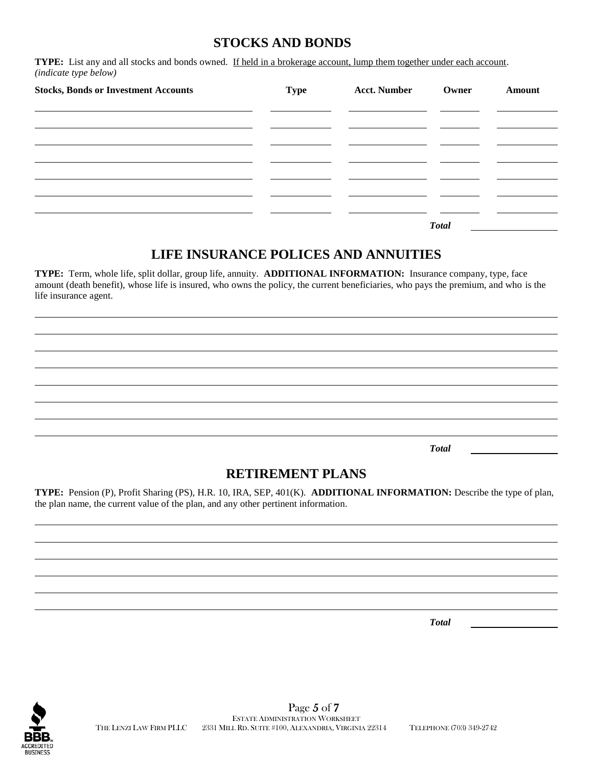## STOCKS AND BONDS

**TYPE:** List any and all stocks and bonds owned. If held in a brokerage account, lump them together under each account. *(indicate type below)*

| Stocks, Bonds or Investment Accounts | Type | Acct. Number | Owner | Amount |
|---|---|---|---|---|
| | | | | |
| | | | | |
| | | | | |
| | | | | |
| | | | | |
| | | | | |
| | | | | |
| | | | ***Total*** | |

## LIFE INSURANCE POLICES AND ANNUITIES

**TYPE:** Term, whole life, split dollar, group life, annuity. **ADDITIONAL INFORMATION:** Insurance company, type, face amount (death benefit), whose life is insured, who owns the policy, the current beneficiaries, who pays the premium, and who is the life insurance agent.

***Total*** ______________

## RETIREMENT PLANS

**TYPE:** Pension (P), Profit Sharing (PS), H.R. 10, IRA, SEP, 401(K). **ADDITIONAL INFORMATION:** Describe the type of plan, the plan name, the current value of the plan, and any other pertinent information.

***Total*** ______________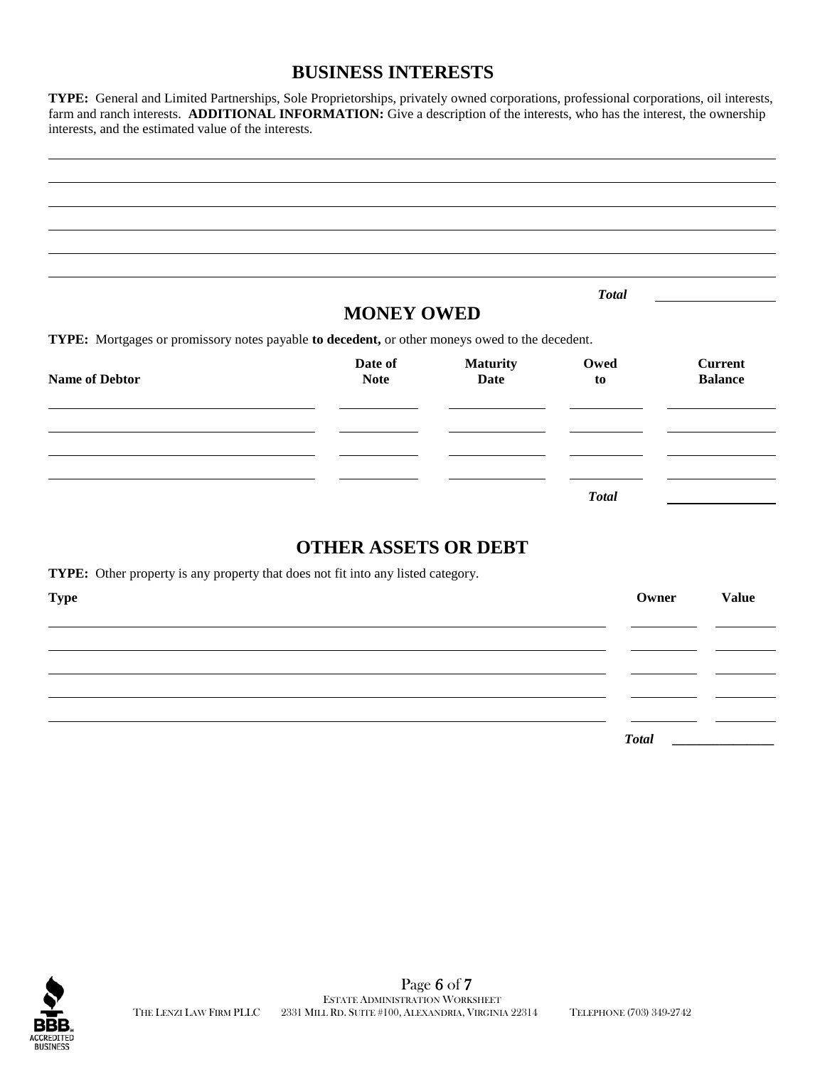## BUSINESS INTERESTS

**TYPE:** General and Limited Partnerships, Sole Proprietorships, privately owned corporations, professional corporations, oil interests, farm and ranch interests. **ADDITIONAL INFORMATION:** Give a description of the interests, who has the interest, the ownership interests, and the estimated value of the interests.

| |
|---|
| |
| |
| |
| |
| |
| |

***Total*** ________________

## MONEY OWED

**TYPE:** Mortgages or promissory notes payable **to decedent,** or other moneys owed to the decedent.

| Name of Debtor | Date of Note | Maturity Date | Owed to | Current Balance |
|---|---|---|---|---|
| | | | | |
| | | | | |
| | | | | |
| | | | | |
| | | | ***Total*** | |

## OTHER ASSETS OR DEBT

**TYPE:** Other property is any property that does not fit into any listed category.

| Type | Owner | Value |
|---|---|---|
| | | |
| | | |
| | | |
| | | |
| | | |
| | ***Total*** | |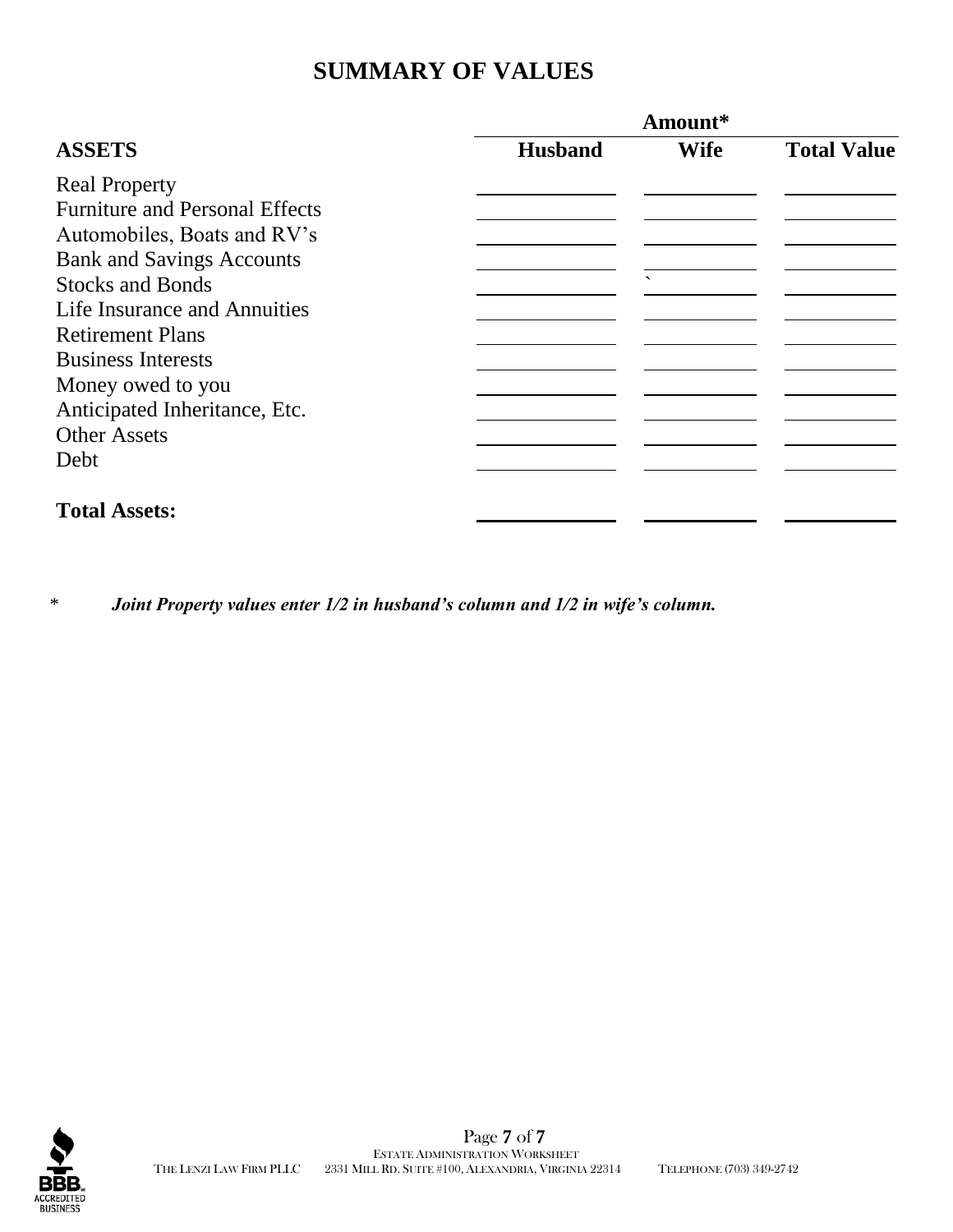# SUMMARY OF VALUES

| ASSETS | Amount* Husband | Wife | Total Value |
|---|---|---|---|
| Real Property | | | |
| Furniture and Personal Effects | | | |
| Automobiles, Boats and RV's | | | |
| Bank and Savings Accounts | | | |
| Stocks and Bonds | | ` | |
| Life Insurance and Annuities | | | |
| Retirement Plans | | | |
| Business Interests | | | |
| Money owed to you | | | |
| Anticipated Inheritance, Etc. | | | |
| Other Assets | | | |
| Debt | | | |
| **Total Assets:** | | | |

\* ***Joint Property values enter 1/2 in husband's column and 1/2 in wife's column.***

ESTATE ADMINISTRATION WORKSHEET
THE LENZI LAW FIRM PLLC 2331 MILL RD. SUITE #100, ALEXANDRIA, VIRGINIA 22314 TELEPHONE (703) 349-2742